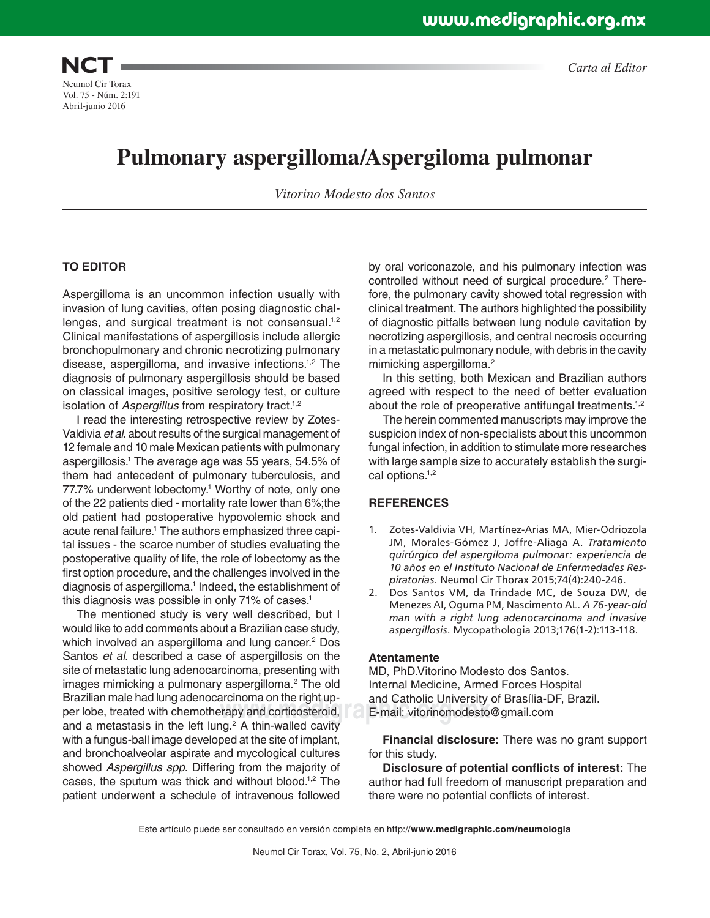Carta al Editor

# Pulmonary aspergilloma/Aspergiloma pulmonar

*Vitorino Modesto dos Santos*

## TO EDITOR

Aspergilloma is an uncommon infection usually with invasion of lung cavities, often posing diagnostic challenges, and surgical treatment is not consensual.[1,2] Clinical manifestations of aspergillosis include allergic bronchopulmonary and chronic necrotizing pulmonary disease, aspergilloma, and invasive infections.[1,2] The diagnosis of pulmonary aspergillosis should be based on classical images, positive serology test, or culture isolation of *Aspergillus* from respiratory tract.[1,2]

I read the interesting retrospective review by Zotes-Valdivia *et al*. about results of the surgical management of 12 female and 10 male Mexican patients with pulmonary aspergillosis.[1] The average age was 55 years, 54.5% of them had antecedent of pulmonary tuberculosis, and 77.7% underwent lobectomy.[1] Worthy of note, only one of the 22 patients died - mortality rate lower than 6%;the old patient had postoperative hypovolemic shock and acute renal failure.[1] The authors emphasized three capital issues - the scarce number of studies evaluating the postoperative quality of life, the role of lobectomy as the first option procedure, and the challenges involved in the diagnosis of aspergilloma.[1] Indeed, the establishment of this diagnosis was possible in only 71% of cases.[1]

The mentioned study is very well described, but I would like to add comments about a Brazilian case study, which involved an aspergilloma and lung cancer.[2] Dos Santos *et al*. described a case of aspergillosis on the site of metastatic lung adenocarcinoma, presenting with images mimicking a pulmonary aspergilloma.[2] The old Brazilian male had lung adenocarcinoma on the right upper lobe, treated with chemotherapy and corticosteroid, and a metastasis in the left lung.[2] A thin-walled cavity with a fungus-ball image developed at the site of implant, and bronchoalveolar aspirate and mycological cultures showed *Aspergillus spp*. Differing from the majority of cases, the sputum was thick and without blood.[1,2] The patient underwent a schedule of intravenous followed by oral voriconazole, and his pulmonary infection was controlled without need of surgical procedure.[2] Therefore, the pulmonary cavity showed total regression with clinical treatment. The authors highlighted the possibility of diagnostic pitfalls between lung nodule cavitation by necrotizing aspergillosis, and central necrosis occurring in a metastatic pulmonary nodule, with debris in the cavity mimicking aspergilloma.[2]

In this setting, both Mexican and Brazilian authors agreed with respect to the need of better evaluation about the role of preoperative antifungal treatments.[1,2]

The herein commented manuscripts may improve the suspicion index of non-specialists about this uncommon fungal infection, in addition to stimulate more researches with large sample size to accurately establish the surgical options.[1,2]

## REFERENCES

1. Zotes-Valdivia VH, Martínez-Arias MA, Mier-Odriozola JM, Morales-Gómez J, Joffre-Aliaga A. *Tratamiento quirúrgico del aspergiloma pulmonar: experiencia de 10 años en el Instituto Nacional de Enfermedades Respiratorias*. Neumol Cir Thorax 2015;74(4):240-246.
2. Dos Santos VM, da Trindade MC, de Souza DW, de Menezes AI, Oguma PM, Nascimento AL. *A 76-year-old man with a right lung adenocarcinoma and invasive aspergillosis*. Mycopathologia 2013;176(1-2):113-118.

**Atentamente**
MD, PhD.Vitorino Modesto dos Santos.
Internal Medicine, Armed Forces Hospital
and Catholic University of Brasília-DF, Brazil.
E-mail: vitorinomodesto@gmail.com

**Financial disclosure:** There was no grant support for this study.

**Disclosure of potential conflicts of interest:** The author had full freedom of manuscript preparation and there were no potential conflicts of interest.

Este artículo puede ser consultado en versión completa en http://**www.medigraphic.com/neumologia**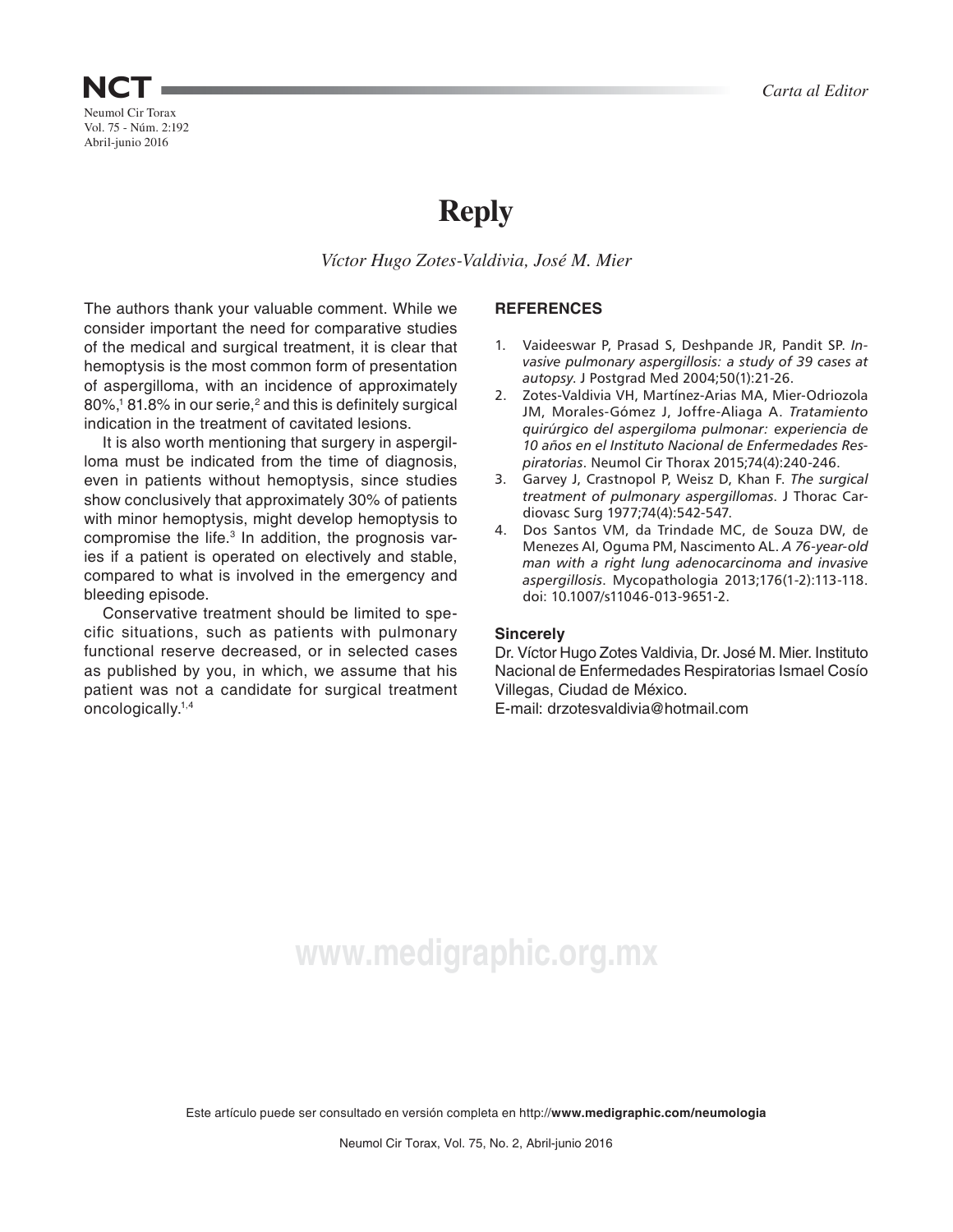Carta al Editor

# Reply

*Víctor Hugo Zotes-Valdivia, José M. Mier*

The authors thank your valuable comment. While we consider important the need for comparative studies of the medical and surgical treatment, it is clear that hemoptysis is the most common form of presentation of aspergilloma, with an incidence of approximately 80%,[1] 81.8% in our serie,[2] and this is definitely surgical indication in the treatment of cavitated lesions.

It is also worth mentioning that surgery in aspergilloma must be indicated from the time of diagnosis, even in patients without hemoptysis, since studies show conclusively that approximately 30% of patients with minor hemoptysis, might develop hemoptysis to compromise the life.[3] In addition, the prognosis varies if a patient is operated on electively and stable, compared to what is involved in the emergency and bleeding episode.

Conservative treatment should be limited to specific situations, such as patients with pulmonary functional reserve decreased, or in selected cases as published by you, in which, we assume that his patient was not a candidate for surgical treatment oncologically.[1,4]

## REFERENCES

1. Vaideeswar P, Prasad S, Deshpande JR, Pandit SP. *Invasive pulmonary aspergillosis: a study of 39 cases at autopsy*. J Postgrad Med 2004;50(1):21-26.
2. Zotes-Valdivia VH, Martínez-Arias MA, Mier-Odriozola JM, Morales-Gómez J, Joffre-Aliaga A. *Tratamiento quirúrgico del aspergiloma pulmonar: experiencia de 10 años en el Instituto Nacional de Enfermedades Respiratorias*. Neumol Cir Thorax 2015;74(4):240-246.
3. Garvey J, Crastnopol P, Weisz D, Khan F. *The surgical treatment of pulmonary aspergillomas*. J Thorac Cardiovasc Surg 1977;74(4):542-547.
4. Dos Santos VM, da Trindade MC, de Souza DW, de Menezes AI, Oguma PM, Nascimento AL. *A 76-year-old man with a right lung adenocarcinoma and invasive aspergillosis*. Mycopathologia 2013;176(1-2):113-118. doi: 10.1007/s11046-013-9651-2.

**Sincerely**

Dr. Víctor Hugo Zotes Valdivia, Dr. José M. Mier. Instituto Nacional de Enfermedades Respiratorias Ismael Cosío Villegas, Ciudad de México.
E-mail: drzotesvaldivia@hotmail.com

Este artículo puede ser consultado en versión completa en http://**www.medigraphic.com/neumologia**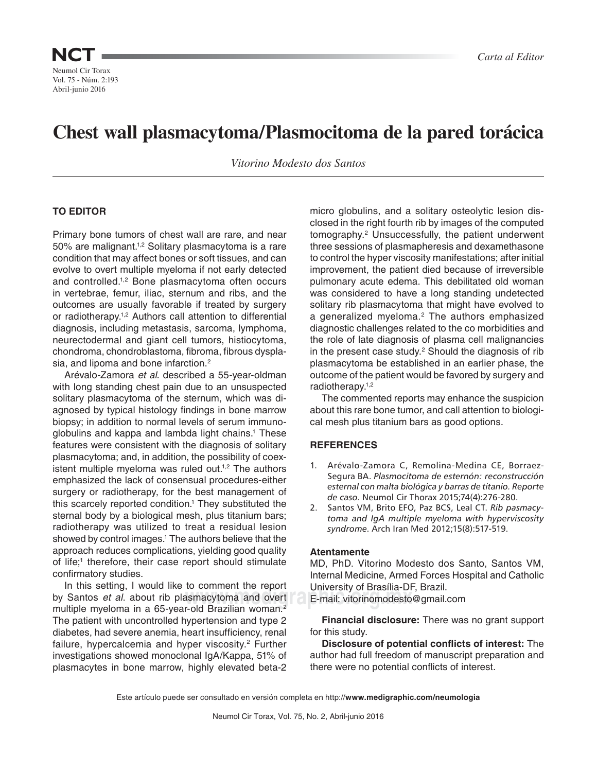# Chest wall plasmacytoma/Plasmocitoma de la pared torácica

*Vitorino Modesto dos Santos*

**TO EDITOR**

Primary bone tumors of chest wall are rare, and near 50% are malignant.[1,2] Solitary plasmacytoma is a rare condition that may affect bones or soft tissues, and can evolve to overt multiple myeloma if not early detected and controlled.[1,2] Bone plasmacytoma often occurs in vertebrae, femur, iliac, sternum and ribs, and the outcomes are usually favorable if treated by surgery or radiotherapy.[1,2] Authors call attention to differential diagnosis, including metastasis, sarcoma, lymphoma, neurectodermal and giant cell tumors, histiocytoma, chondroma, chondroblastoma, fibroma, fibrous dysplasia, and lipoma and bone infarction.[2]

Arévalo-Zamora *et al.* described a 55-year-oldman with long standing chest pain due to an unsuspected solitary plasmacytoma of the sternum, which was diagnosed by typical histology findings in bone marrow biopsy; in addition to normal levels of serum immunoglobulins and kappa and lambda light chains.[1] These features were consistent with the diagnosis of solitary plasmacytoma; and, in addition, the possibility of coexistent multiple myeloma was ruled out.[1,2] The authors emphasized the lack of consensual procedures-either surgery or radiotherapy, for the best management of this scarcely reported condition.[1] They substituted the sternal body by a biological mesh, plus titanium bars; radiotherapy was utilized to treat a residual lesion showed by control images.[1] The authors believe that the approach reduces complications, yielding good quality of life;[1] therefore, their case report should stimulate confirmatory studies.

In this setting, I would like to comment the report by Santos *et al.* about rib plasmacytoma and overt multiple myeloma in a 65-year-old Brazilian woman.[2] The patient with uncontrolled hypertension and type 2 diabetes, had severe anemia, heart insufficiency, renal failure, hypercalcemia and hyper viscosity.[2] Further investigations showed monoclonal IgA/Kappa, 51% of plasmacytes in bone marrow, highly elevated beta-2 micro globulins, and a solitary osteolytic lesion disclosed in the right fourth rib by images of the computed tomography.[2] Unsuccessfully, the patient underwent three sessions of plasmapheresis and dexamethasone to control the hyper viscosity manifestations; after initial improvement, the patient died because of irreversible pulmonary acute edema. This debilitated old woman was considered to have a long standing undetected solitary rib plasmacytoma that might have evolved to a generalized myeloma.[2] The authors emphasized diagnostic challenges related to the co morbidities and the role of late diagnosis of plasma cell malignancies in the present case study.[2] Should the diagnosis of rib plasmacytoma be established in an earlier phase, the outcome of the patient would be favored by surgery and radiotherapy.[1,2]

The commented reports may enhance the suspicion about this rare bone tumor, and call attention to biological mesh plus titanium bars as good options.

**REFERENCES**

1. Arévalo-Zamora C, Remolina-Medina CE, Borraez-Segura BA. *Plasmocitoma de esternón: reconstrucción esternal con malta biológica y barras de titanio. Reporte de caso*. Neumol Cir Thorax 2015;74(4):276-280.
2. Santos VM, Brito EFO, Paz BCS, Leal CT. *Rib pasmacytoma and IgA multiple myeloma with hyperviscosity syndrome*. Arch Iran Med 2012;15(8):517-519.

**Atentamente**

MD, PhD. Vitorino Modesto dos Santo, Santos VM, Internal Medicine, Armed Forces Hospital and Catholic University of Brasília-DF, Brazil.
E-mail: vitorinomodesto@gmail.com

**Financial disclosure:** There was no grant support for this study.

**Disclosure of potential conflicts of interest:** The author had full freedom of manuscript preparation and there were no potential conflicts of interest.

Este artículo puede ser consultado en versión completa en http://**www.medigraphic.com/neumologia**